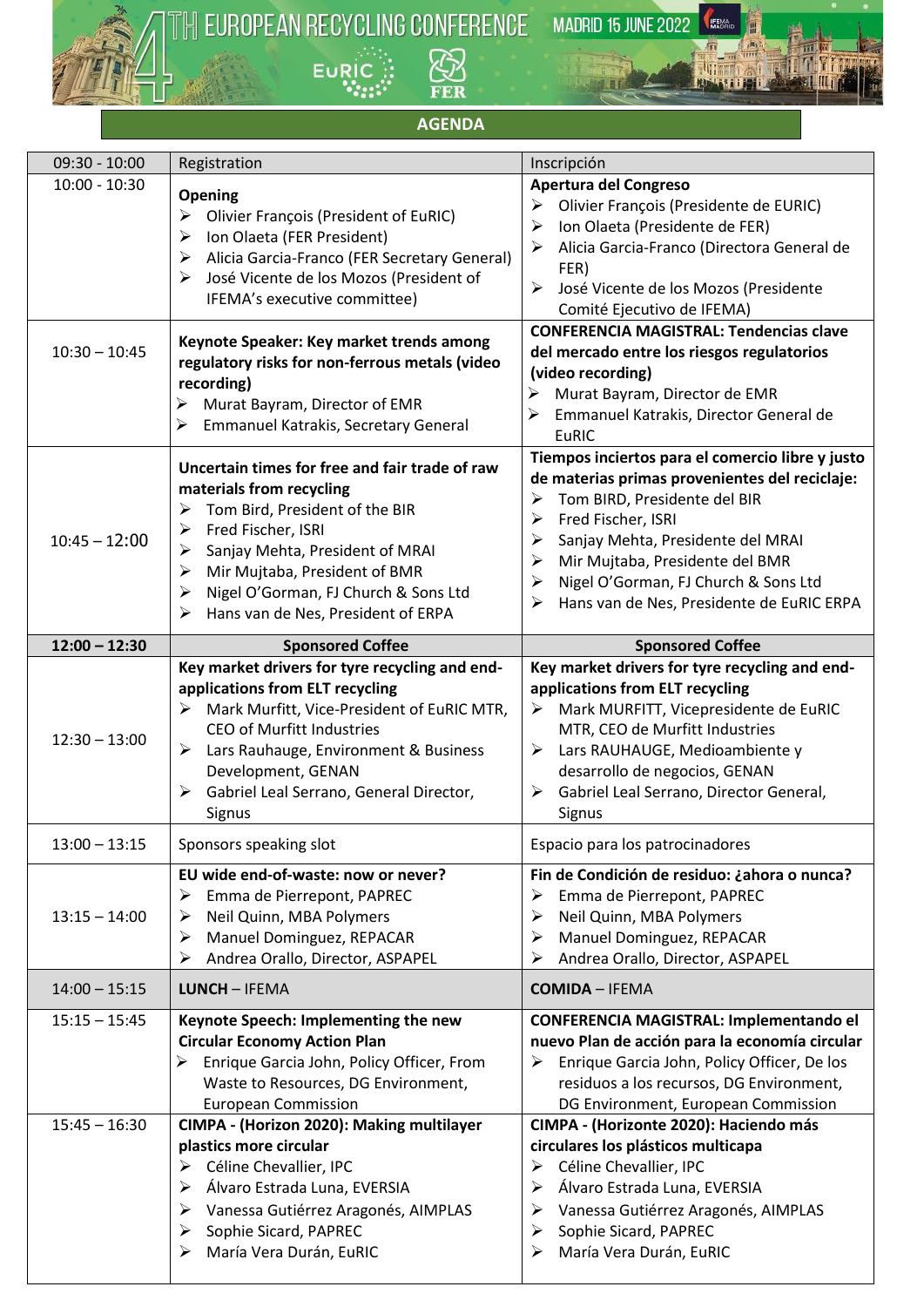# 4TH EUROPEAN RECYCLING CONFERENCE

MADRID 15 JUNE 2022

EuRIC FER

## AGENDA

| | | |
|---|---|---|
| 09:30 - 10:00 | Registration | Inscripción |
| 10:00 - 10:30 | **Opening**<br>➢ Olivier François (President of EuRIC)<br>➢ Ion Olaeta (FER President)<br>➢ Alicia Garcia-Franco (FER Secretary General)<br>➢ José Vicente de los Mozos (President of IFEMA's executive committee) | **Apertura del Congreso**<br>➢ Olivier François (Presidente de EURIC)<br>➢ Ion Olaeta (Presidente de FER)<br>➢ Alicia Garcia-Franco (Directora General de FER)<br>➢ José Vicente de los Mozos (Presidente Comité Ejecutivo de IFEMA) |
| 10:30 – 10:45 | **Keynote Speaker: Key market trends among regulatory risks for non-ferrous metals (video recording)**<br>➢ Murat Bayram, Director of EMR<br>➢ Emmanuel Katrakis, Secretary General | **CONFERENCIA MAGISTRAL: Tendencias clave del mercado entre los riesgos regulatorios (video recording)**<br>➢ Murat Bayram, Director de EMR<br>➢ Emmanuel Katrakis, Director General de EuRIC |
| 10:45 – 12:00 | **Uncertain times for free and fair trade of raw materials from recycling**<br>➢ Tom Bird, President of the BIR<br>➢ Fred Fischer, ISRI<br>➢ Sanjay Mehta, President of MRAI<br>➢ Mir Mujtaba, President of BMR<br>➢ Nigel O'Gorman, FJ Church & Sons Ltd<br>➢ Hans van de Nes, President of ERPA | **Tiempos inciertos para el comercio libre y justo de materias primas provenientes del reciclaje:**<br>➢ Tom BIRD, Presidente del BIR<br>➢ Fred Fischer, ISRI<br>➢ Sanjay Mehta, Presidente del MRAI<br>➢ Mir Mujtaba, Presidente del BMR<br>➢ Nigel O'Gorman, FJ Church & Sons Ltd<br>➢ Hans van de Nes, Presidente de EuRIC ERPA |
| **12:00 – 12:30** | **Sponsored Coffee** | **Sponsored Coffee** |
| 12:30 – 13:00 | **Key market drivers for tyre recycling and end-applications from ELT recycling**<br>➢ Mark Murfitt, Vice-President of EuRIC MTR, CEO of Murfitt Industries<br>➢ Lars Rauhauge, Environment & Business Development, GENAN<br>➢ Gabriel Leal Serrano, General Director, Signus | **Key market drivers for tyre recycling and end-applications from ELT recycling**<br>➢ Mark MURFITT, Vicepresidente de EuRIC MTR, CEO de Murfitt Industries<br>➢ Lars RAUHAUGE, Medioambiente y desarrollo de negocios, GENAN<br>➢ Gabriel Leal Serrano, Director General, Signus |
| 13:00 – 13:15 | Sponsors speaking slot | Espacio para los patrocinadores |
| 13:15 – 14:00 | **EU wide end-of-waste: now or never?**<br>➢ Emma de Pierrepont, PAPREC<br>➢ Neil Quinn, MBA Polymers<br>➢ Manuel Dominguez, REPACAR<br>➢ Andrea Orallo, Director, ASPAPEL | **Fin de Condición de residuo: ¿ahora o nunca?**<br>➢ Emma de Pierrepont, PAPREC<br>➢ Neil Quinn, MBA Polymers<br>➢ Manuel Dominguez, REPACAR<br>➢ Andrea Orallo, Director, ASPAPEL |
| 14:00 – 15:15 | **LUNCH** – IFEMA | **COMIDA** – IFEMA |
| 15:15 – 15:45 | **Keynote Speech: Implementing the new Circular Economy Action Plan**<br>➢ Enrique Garcia John, Policy Officer, From Waste to Resources, DG Environment, European Commission | **CONFERENCIA MAGISTRAL: Implementando el nuevo Plan de acción para la economía circular**<br>➢ Enrique Garcia John, Policy Officer, De los residuos a los recursos, DG Environment, DG Environment, European Commission |
| 15:45 – 16:30 | **CIMPA - (Horizon 2020): Making multilayer plastics more circular**<br>➢ Céline Chevallier, IPC<br>➢ Álvaro Estrada Luna, EVERSIA<br>➢ Vanessa Gutiérrez Aragonés, AIMPLAS<br>➢ Sophie Sicard, PAPREC<br>➢ María Vera Durán, EuRIC | **CIMPA - (Horizonte 2020): Haciendo más circulares los plásticos multicapa**<br>➢ Céline Chevallier, IPC<br>➢ Álvaro Estrada Luna, EVERSIA<br>➢ Vanessa Gutiérrez Aragonés, AIMPLAS<br>➢ Sophie Sicard, PAPREC<br>➢ María Vera Durán, EuRIC |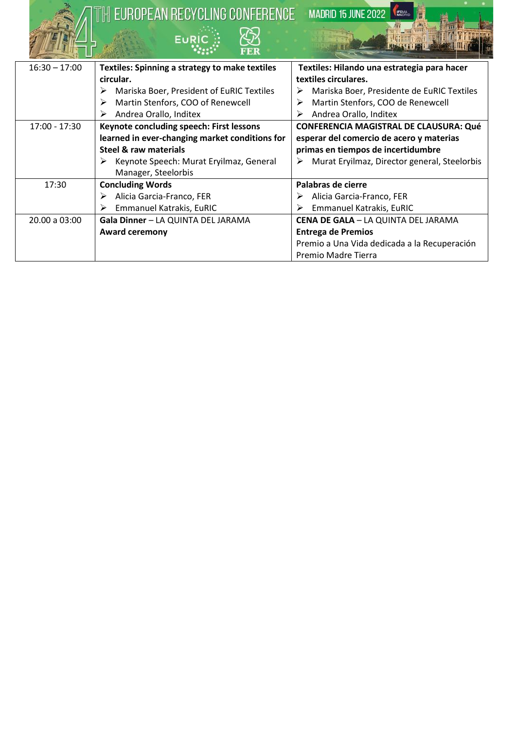| | | |
|---|---|---|
| 16:30 – 17:00 | **Textiles: Spinning a strategy to make textiles circular.**<br>➢ Mariska Boer, President of EuRIC Textiles<br>➢ Martin Stenfors, COO of Renewcell<br>➢ Andrea Orallo, Inditex | **Textiles: Hilando una estrategia para hacer textiles circulares.**<br>➢ Mariska Boer, Presidente de EuRIC Textiles<br>➢ Martin Stenfors, COO de Renewcell<br>➢ Andrea Orallo, Inditex |
| 17:00 - 17:30 | **Keynote concluding speech: First lessons learned in ever-changing market conditions for Steel & raw materials**<br>➢ Keynote Speech: Murat Eryilmaz, General Manager, Steelorbis | **CONFERENCIA MAGISTRAL DE CLAUSURA: Qué esperar del comercio de acero y materias primas en tiempos de incertidumbre**<br>➢ Murat Eryilmaz, Director general, Steelorbis |
| 17:30 | **Concluding Words**<br>➢ Alicia Garcia-Franco, FER<br>➢ Emmanuel Katrakis, EuRIC | **Palabras de cierre**<br>➢ Alicia Garcia-Franco, FER<br>➢ Emmanuel Katrakis, EuRIC |
| 20.00 a 03:00 | **Gala Dinner** – LA QUINTA DEL JARAMA<br>**Award ceremony** | **CENA DE GALA** – LA QUINTA DEL JARAMA<br>**Entrega de Premios**<br>Premio a Una Vida dedicada a la Recuperación<br>Premio Madre Tierra |